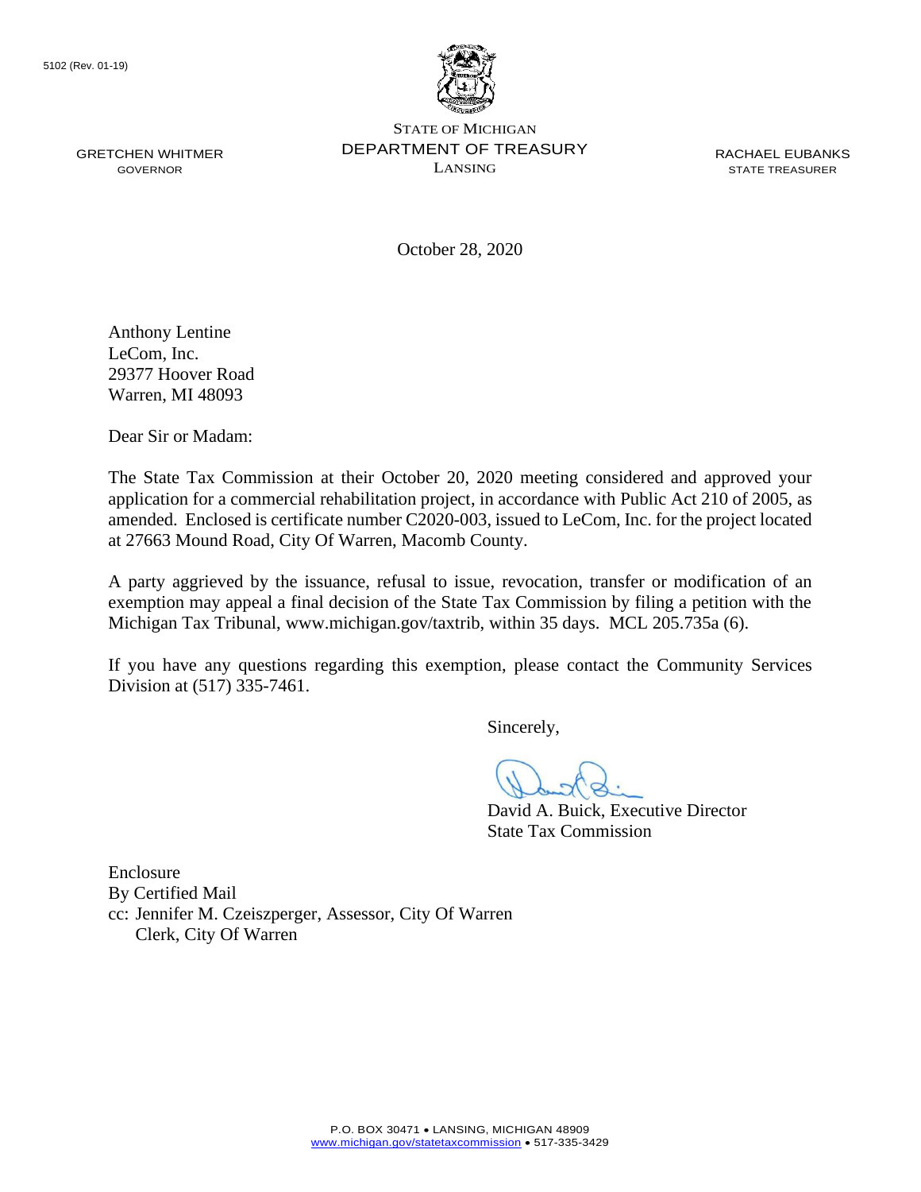5102 (Rev. 01-19)

STATE OF MICHIGAN
DEPARTMENT OF TREASURY
LANSING

GRETCHEN WHITMER
GOVERNOR

RACHAEL EUBANKS
STATE TREASURER

October 28, 2020

Anthony Lentine
LeCom, Inc.
29377 Hoover Road
Warren, MI 48093

Dear Sir or Madam:

The State Tax Commission at their October 20, 2020 meeting considered and approved your application for a commercial rehabilitation project, in accordance with Public Act 210 of 2005, as amended. Enclosed is certificate number C2020-003, issued to LeCom, Inc. for the project located at 27663 Mound Road, City Of Warren, Macomb County.

A party aggrieved by the issuance, refusal to issue, revocation, transfer or modification of an exemption may appeal a final decision of the State Tax Commission by filing a petition with the Michigan Tax Tribunal, www.michigan.gov/taxtrib, within 35 days. MCL 205.735a (6).

If you have any questions regarding this exemption, please contact the Community Services Division at (517) 335-7461.

Sincerely,

David A. Buick, Executive Director
State Tax Commission

Enclosure
By Certified Mail
cc: Jennifer M. Czeiszperger, Assessor, City Of Warren
Clerk, City Of Warren

P.O. BOX 30471 • LANSING, MICHIGAN 48909
www.michigan.gov/statetaxcommission • 517-335-3429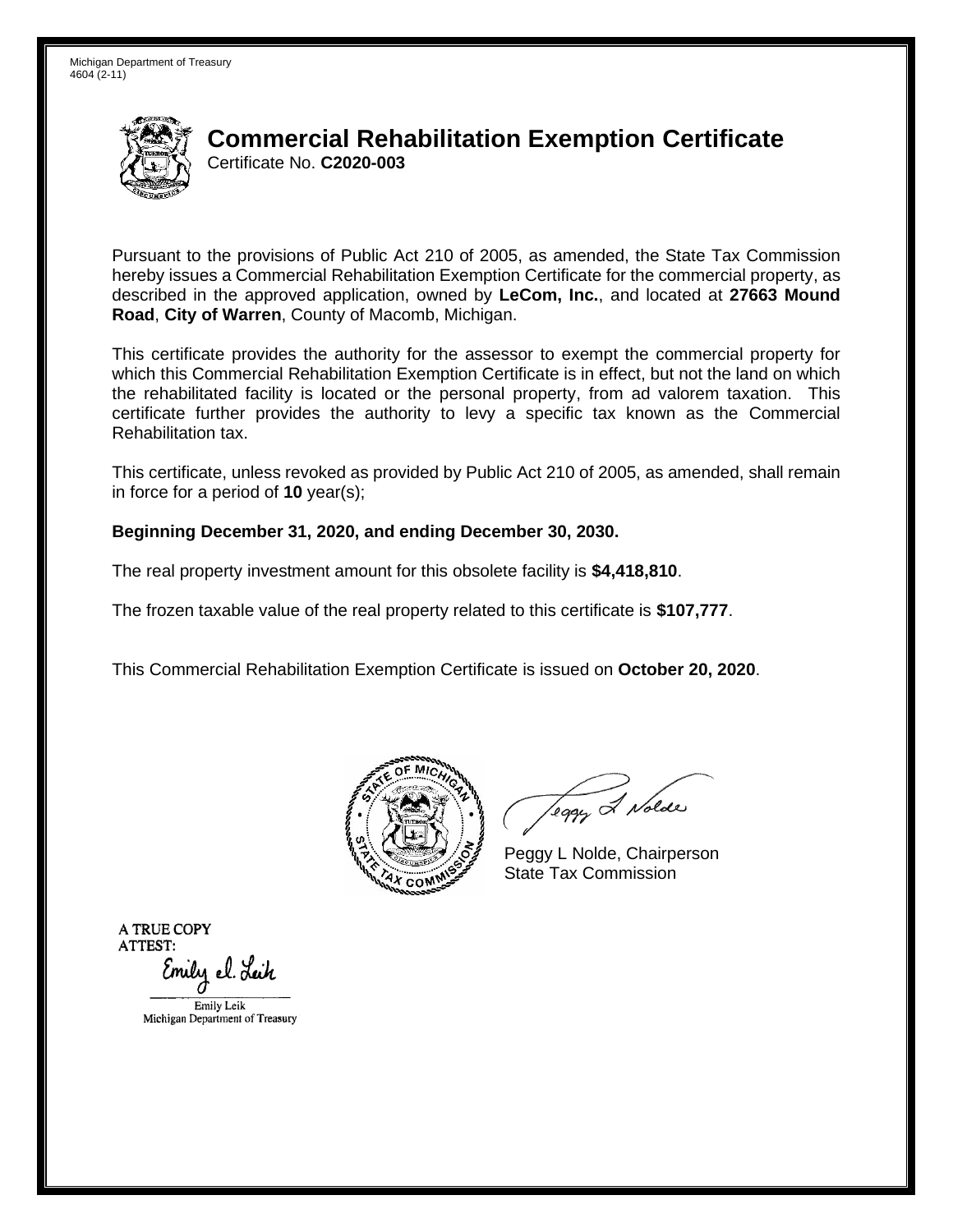Michigan Department of Treasury
4604 (2-11)

# Commercial Rehabilitation Exemption Certificate

Certificate No. **C2020-003**

Pursuant to the provisions of Public Act 210 of 2005, as amended, the State Tax Commission hereby issues a Commercial Rehabilitation Exemption Certificate for the commercial property, as described in the approved application, owned by **LeCom, Inc.**, and located at **27663 Mound Road**, **City of Warren**, County of Macomb, Michigan.

This certificate provides the authority for the assessor to exempt the commercial property for which this Commercial Rehabilitation Exemption Certificate is in effect, but not the land on which the rehabilitated facility is located or the personal property, from ad valorem taxation. This certificate further provides the authority to levy a specific tax known as the Commercial Rehabilitation tax.

This certificate, unless revoked as provided by Public Act 210 of 2005, as amended, shall remain in force for a period of **10** year(s);

**Beginning December 31, 2020, and ending December 30, 2030.**

The real property investment amount for this obsolete facility is **$4,418,810**.

The frozen taxable value of the real property related to this certificate is **$107,777**.

This Commercial Rehabilitation Exemption Certificate is issued on **October 20, 2020**.

Peggy L Nolde, Chairperson
State Tax Commission

A TRUE COPY
ATTEST:

Emily Leik
Michigan Department of Treasury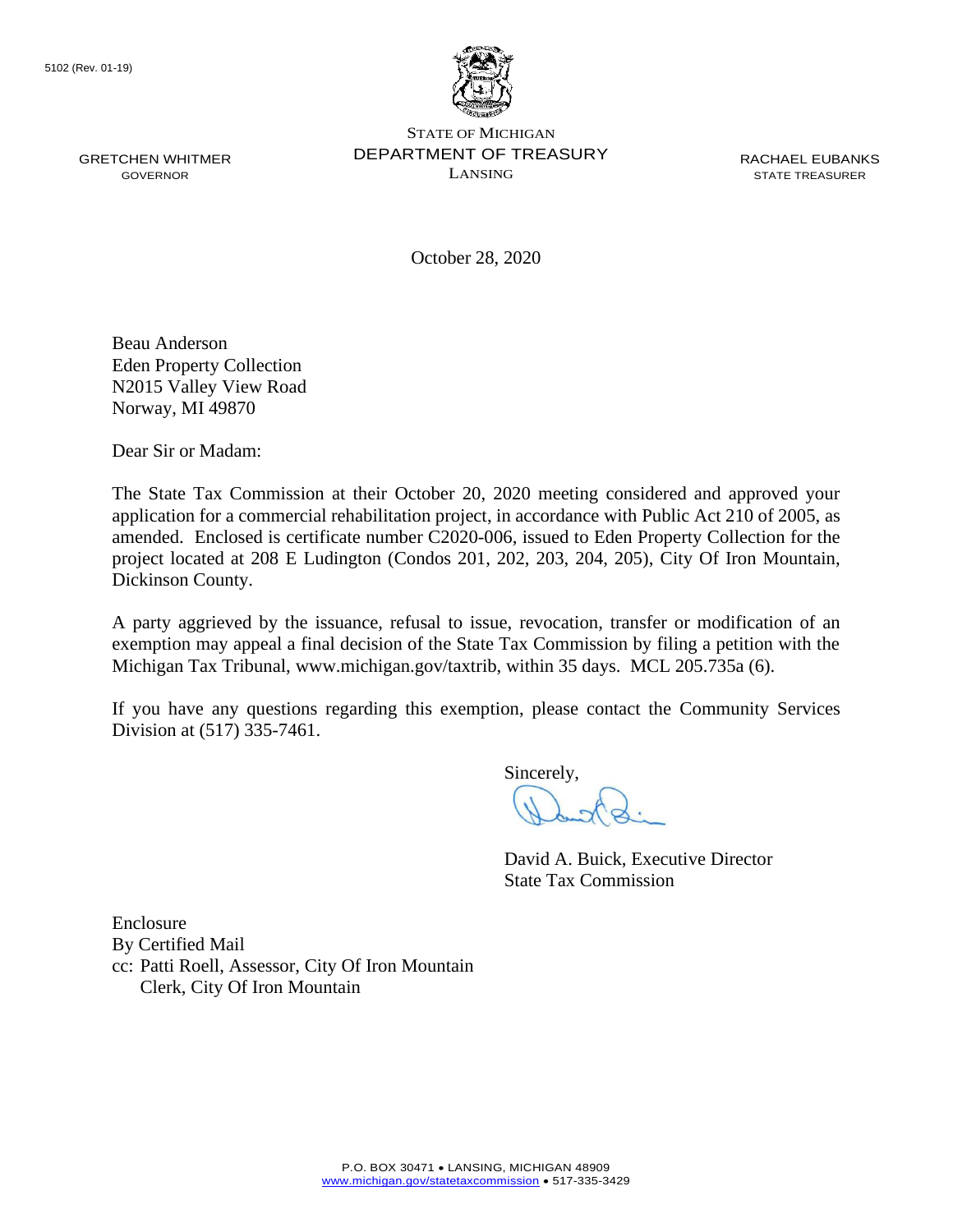5102 (Rev. 01-19)

STATE OF MICHIGAN
DEPARTMENT OF TREASURY
LANSING

GRETCHEN WHITMER
GOVERNOR

RACHAEL EUBANKS
STATE TREASURER

October 28, 2020

Beau Anderson
Eden Property Collection
N2015 Valley View Road
Norway, MI 49870

Dear Sir or Madam:

The State Tax Commission at their October 20, 2020 meeting considered and approved your application for a commercial rehabilitation project, in accordance with Public Act 210 of 2005, as amended. Enclosed is certificate number C2020-006, issued to Eden Property Collection for the project located at 208 E Ludington (Condos 201, 202, 203, 204, 205), City Of Iron Mountain, Dickinson County.

A party aggrieved by the issuance, refusal to issue, revocation, transfer or modification of an exemption may appeal a final decision of the State Tax Commission by filing a petition with the Michigan Tax Tribunal, www.michigan.gov/taxtrib, within 35 days. MCL 205.735a (6).

If you have any questions regarding this exemption, please contact the Community Services Division at (517) 335-7461.

Sincerely,

David A. Buick, Executive Director
State Tax Commission

Enclosure
By Certified Mail
cc: Patti Roell, Assessor, City Of Iron Mountain
Clerk, City Of Iron Mountain

P.O. BOX 30471 • LANSING, MICHIGAN 48909
www.michigan.gov/statetaxcommission • 517-335-3429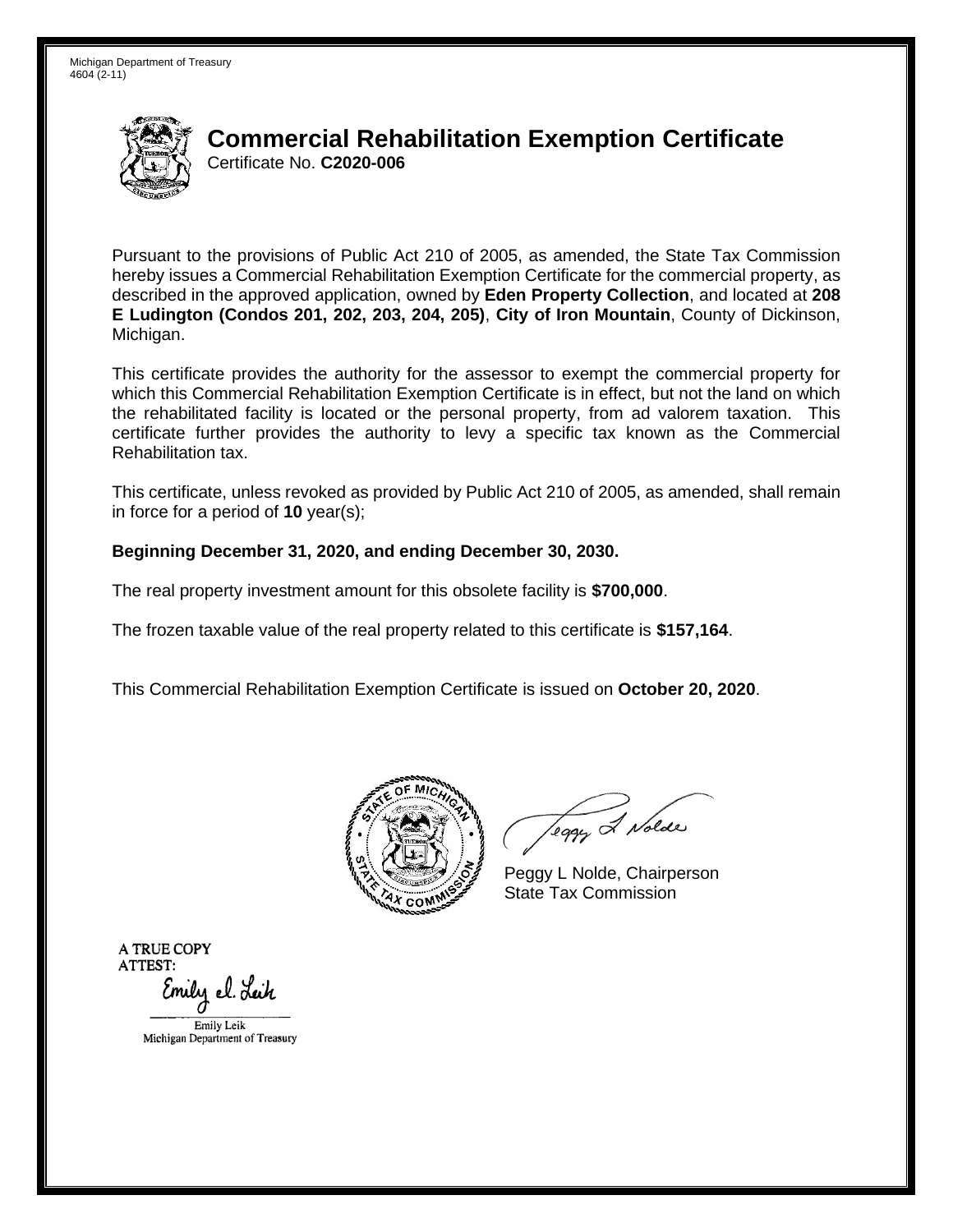Michigan Department of Treasury
4604 (2-11)

# Commercial Rehabilitation Exemption Certificate

Certificate No. **C2020-006**

Pursuant to the provisions of Public Act 210 of 2005, as amended, the State Tax Commission hereby issues a Commercial Rehabilitation Exemption Certificate for the commercial property, as described in the approved application, owned by **Eden Property Collection**, and located at **208 E Ludington (Condos 201, 202, 203, 204, 205)**, **City of Iron Mountain**, County of Dickinson, Michigan.

This certificate provides the authority for the assessor to exempt the commercial property for which this Commercial Rehabilitation Exemption Certificate is in effect, but not the land on which the rehabilitated facility is located or the personal property, from ad valorem taxation. This certificate further provides the authority to levy a specific tax known as the Commercial Rehabilitation tax.

This certificate, unless revoked as provided by Public Act 210 of 2005, as amended, shall remain in force for a period of **10** year(s);

**Beginning December 31, 2020, and ending December 30, 2030.**

The real property investment amount for this obsolete facility is **$700,000**.

The frozen taxable value of the real property related to this certificate is **$157,164**.

This Commercial Rehabilitation Exemption Certificate is issued on **October 20, 2020**.

Peggy L Nolde, Chairperson
State Tax Commission

A TRUE COPY
ATTEST:

Emily Leik
Michigan Department of Treasury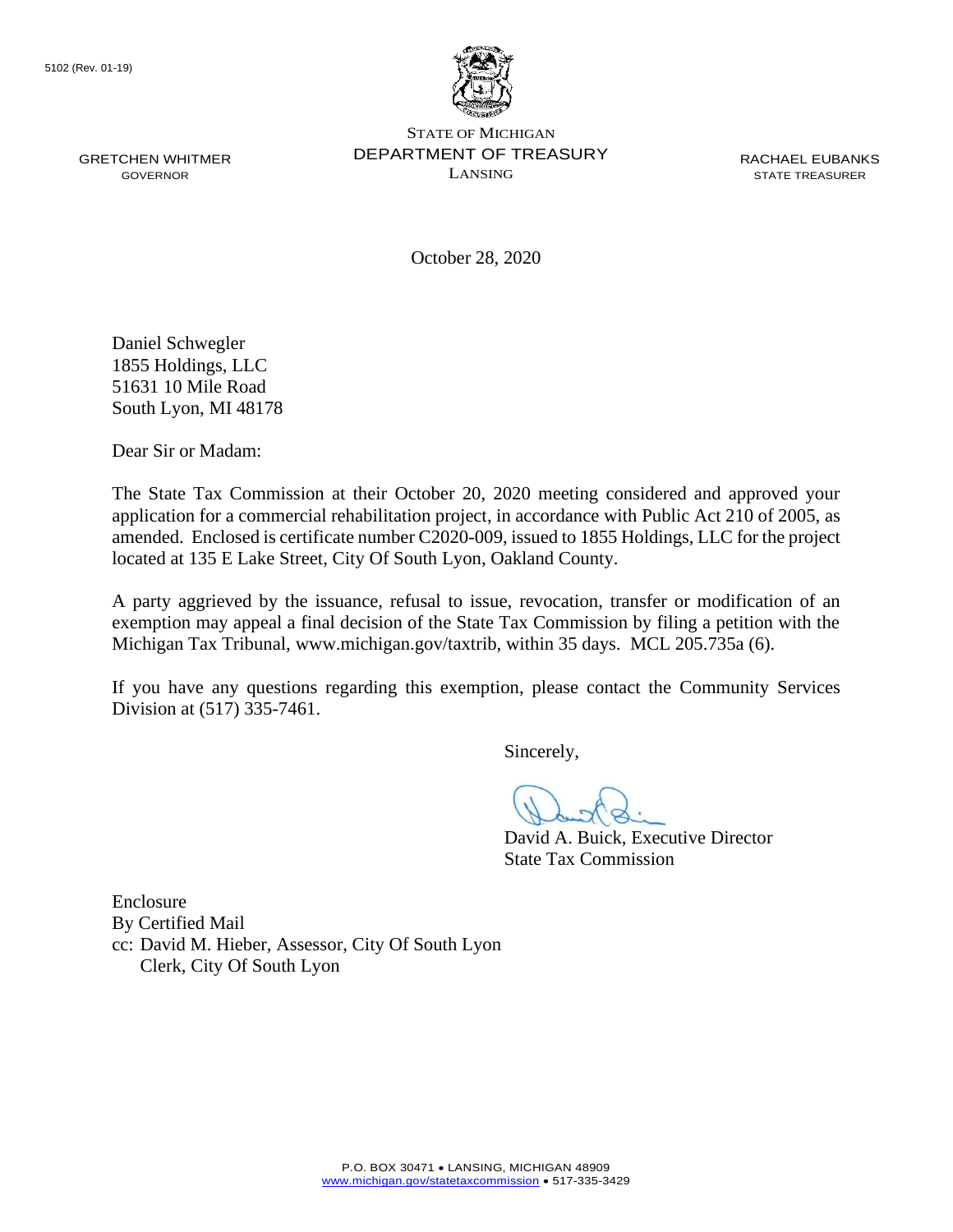5102 (Rev. 01-19)

GRETCHEN WHITMER
GOVERNOR

STATE OF MICHIGAN
DEPARTMENT OF TREASURY
LANSING

RACHAEL EUBANKS
STATE TREASURER

October 28, 2020

Daniel Schwegler
1855 Holdings, LLC
51631 10 Mile Road
South Lyon, MI 48178

Dear Sir or Madam:

The State Tax Commission at their October 20, 2020 meeting considered and approved your application for a commercial rehabilitation project, in accordance with Public Act 210 of 2005, as amended. Enclosed is certificate number C2020-009, issued to 1855 Holdings, LLC for the project located at 135 E Lake Street, City Of South Lyon, Oakland County.

A party aggrieved by the issuance, refusal to issue, revocation, transfer or modification of an exemption may appeal a final decision of the State Tax Commission by filing a petition with the Michigan Tax Tribunal, www.michigan.gov/taxtrib, within 35 days. MCL 205.735a (6).

If you have any questions regarding this exemption, please contact the Community Services Division at (517) 335-7461.

Sincerely,

David A. Buick, Executive Director
State Tax Commission

Enclosure
By Certified Mail
cc: David M. Hieber, Assessor, City Of South Lyon
Clerk, City Of South Lyon

P.O. BOX 30471 • LANSING, MICHIGAN 48909
www.michigan.gov/statetaxcommission • 517-335-3429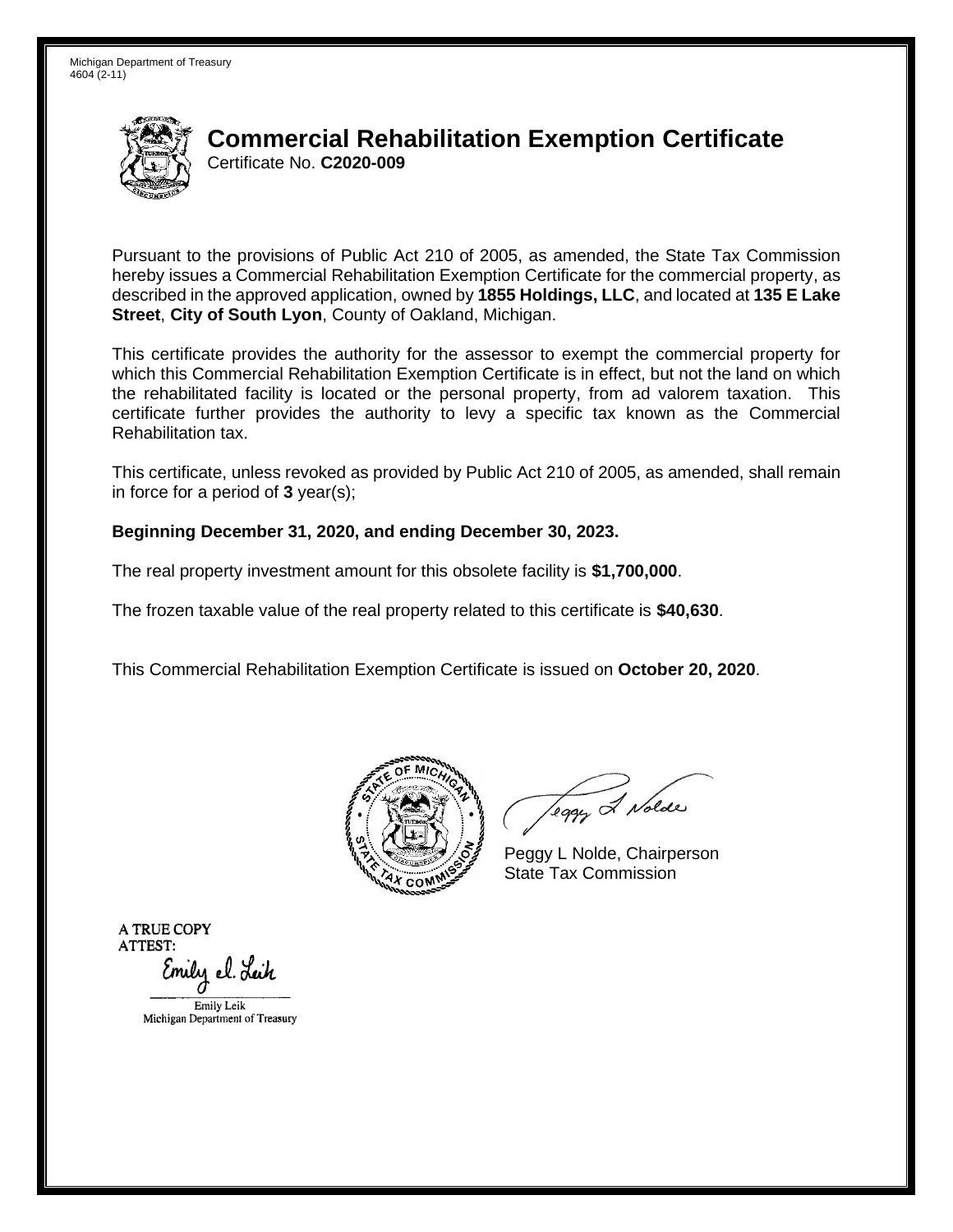Michigan Department of Treasury
4604 (2-11)

# Commercial Rehabilitation Exemption Certificate

Certificate No. **C2020-009**

Pursuant to the provisions of Public Act 210 of 2005, as amended, the State Tax Commission hereby issues a Commercial Rehabilitation Exemption Certificate for the commercial property, as described in the approved application, owned by **1855 Holdings, LLC**, and located at **135 E Lake Street**, **City of South Lyon**, County of Oakland, Michigan.

This certificate provides the authority for the assessor to exempt the commercial property for which this Commercial Rehabilitation Exemption Certificate is in effect, but not the land on which the rehabilitated facility is located or the personal property, from ad valorem taxation. This certificate further provides the authority to levy a specific tax known as the Commercial Rehabilitation tax.

This certificate, unless revoked as provided by Public Act 210 of 2005, as amended, shall remain in force for a period of **3** year(s);

**Beginning December 31, 2020, and ending December 30, 2023.**

The real property investment amount for this obsolete facility is **$1,700,000**.

The frozen taxable value of the real property related to this certificate is **$40,630**.

This Commercial Rehabilitation Exemption Certificate is issued on **October 20, 2020**.

Peggy L Nolde, Chairperson
State Tax Commission

A TRUE COPY
ATTEST:

Emily Leik
Michigan Department of Treasury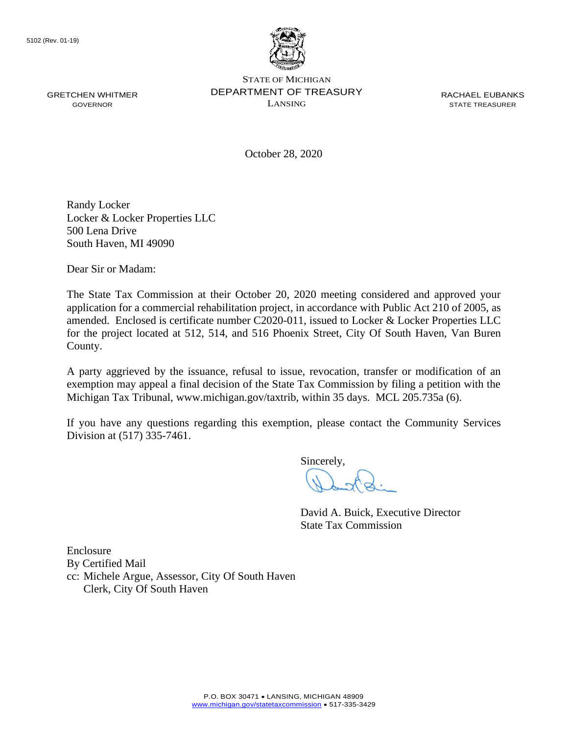5102 (Rev. 01-19)

GRETCHEN WHITMER
GOVERNOR

STATE OF MICHIGAN
DEPARTMENT OF TREASURY
LANSING

RACHAEL EUBANKS
STATE TREASURER

October 28, 2020

Randy Locker
Locker & Locker Properties LLC
500 Lena Drive
South Haven, MI 49090

Dear Sir or Madam:

The State Tax Commission at their October 20, 2020 meeting considered and approved your application for a commercial rehabilitation project, in accordance with Public Act 210 of 2005, as amended. Enclosed is certificate number C2020-011, issued to Locker & Locker Properties LLC for the project located at 512, 514, and 516 Phoenix Street, City Of South Haven, Van Buren County.

A party aggrieved by the issuance, refusal to issue, revocation, transfer or modification of an exemption may appeal a final decision of the State Tax Commission by filing a petition with the Michigan Tax Tribunal, www.michigan.gov/taxtrib, within 35 days. MCL 205.735a (6).

If you have any questions regarding this exemption, please contact the Community Services Division at (517) 335-7461.

Sincerely,

David A. Buick, Executive Director
State Tax Commission

Enclosure
By Certified Mail
cc: Michele Argue, Assessor, City Of South Haven
Clerk, City Of South Haven

P.O. BOX 30471 • LANSING, MICHIGAN 48909
www.michigan.gov/statetaxcommission • 517-335-3429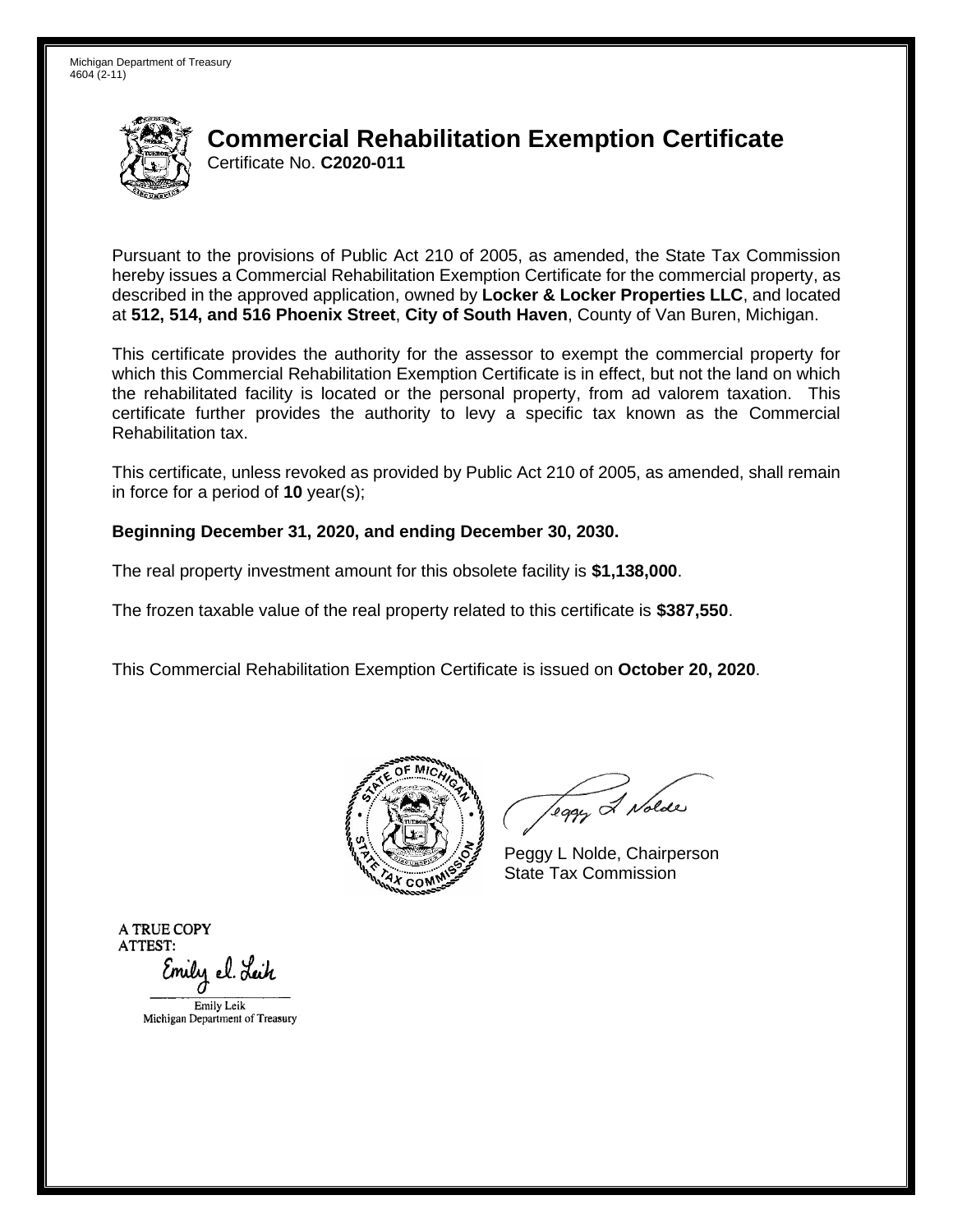Michigan Department of Treasury
4604 (2-11)

# Commercial Rehabilitation Exemption Certificate

Certificate No. **C2020-011**

Pursuant to the provisions of Public Act 210 of 2005, as amended, the State Tax Commission hereby issues a Commercial Rehabilitation Exemption Certificate for the commercial property, as described in the approved application, owned by **Locker & Locker Properties LLC**, and located at **512, 514, and 516 Phoenix Street**, **City of South Haven**, County of Van Buren, Michigan.

This certificate provides the authority for the assessor to exempt the commercial property for which this Commercial Rehabilitation Exemption Certificate is in effect, but not the land on which the rehabilitated facility is located or the personal property, from ad valorem taxation. This certificate further provides the authority to levy a specific tax known as the Commercial Rehabilitation tax.

This certificate, unless revoked as provided by Public Act 210 of 2005, as amended, shall remain in force for a period of **10** year(s);

**Beginning December 31, 2020, and ending December 30, 2030.**

The real property investment amount for this obsolete facility is **$1,138,000**.

The frozen taxable value of the real property related to this certificate is **$387,550**.

This Commercial Rehabilitation Exemption Certificate is issued on **October 20, 2020**.

Peggy L Nolde, Chairperson
State Tax Commission

A TRUE COPY
ATTEST:

Emily Leik
Michigan Department of Treasury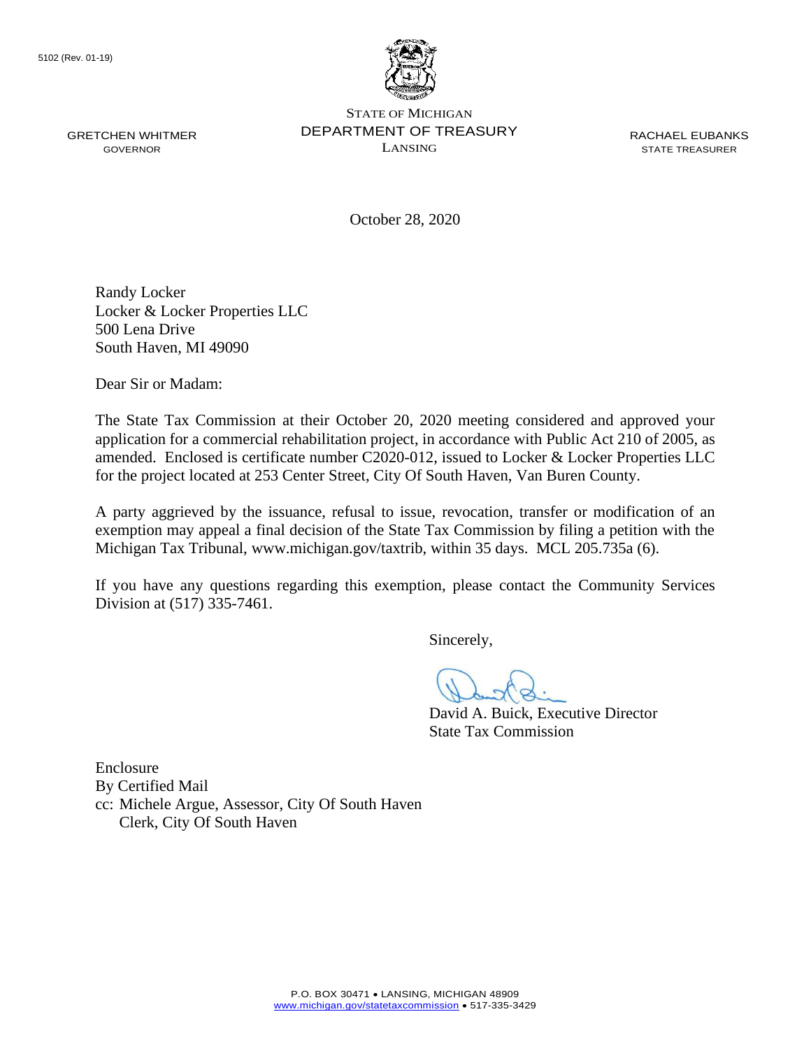5102 (Rev. 01-19)

GRETCHEN WHITMER
GOVERNOR

STATE OF MICHIGAN
DEPARTMENT OF TREASURY
LANSING

RACHAEL EUBANKS
STATE TREASURER

October 28, 2020

Randy Locker
Locker & Locker Properties LLC
500 Lena Drive
South Haven, MI 49090

Dear Sir or Madam:

The State Tax Commission at their October 20, 2020 meeting considered and approved your application for a commercial rehabilitation project, in accordance with Public Act 210 of 2005, as amended. Enclosed is certificate number C2020-012, issued to Locker & Locker Properties LLC for the project located at 253 Center Street, City Of South Haven, Van Buren County.

A party aggrieved by the issuance, refusal to issue, revocation, transfer or modification of an exemption may appeal a final decision of the State Tax Commission by filing a petition with the Michigan Tax Tribunal, www.michigan.gov/taxtrib, within 35 days. MCL 205.735a (6).

If you have any questions regarding this exemption, please contact the Community Services Division at (517) 335-7461.

Sincerely,

David A. Buick, Executive Director
State Tax Commission

Enclosure
By Certified Mail
cc: Michele Argue, Assessor, City Of South Haven
Clerk, City Of South Haven

P.O. BOX 30471 • LANSING, MICHIGAN 48909
www.michigan.gov/statetaxcommission • 517-335-3429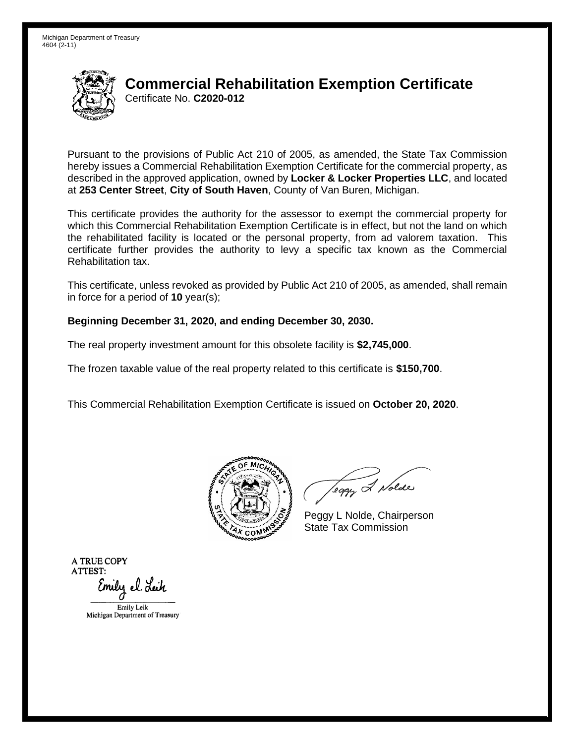Michigan Department of Treasury
4604 (2-11)

# Commercial Rehabilitation Exemption Certificate

Certificate No. **C2020-012**

Pursuant to the provisions of Public Act 210 of 2005, as amended, the State Tax Commission hereby issues a Commercial Rehabilitation Exemption Certificate for the commercial property, as described in the approved application, owned by **Locker & Locker Properties LLC**, and located at **253 Center Street**, **City of South Haven**, County of Van Buren, Michigan.

This certificate provides the authority for the assessor to exempt the commercial property for which this Commercial Rehabilitation Exemption Certificate is in effect, but not the land on which the rehabilitated facility is located or the personal property, from ad valorem taxation. This certificate further provides the authority to levy a specific tax known as the Commercial Rehabilitation tax.

This certificate, unless revoked as provided by Public Act 210 of 2005, as amended, shall remain in force for a period of **10** year(s);

**Beginning December 31, 2020, and ending December 30, 2030.**

The real property investment amount for this obsolete facility is **$2,745,000**.

The frozen taxable value of the real property related to this certificate is **$150,700**.

This Commercial Rehabilitation Exemption Certificate is issued on **October 20, 2020**.

Peggy L Nolde, Chairperson
State Tax Commission

A TRUE COPY
ATTEST:

Emily Leik
Michigan Department of Treasury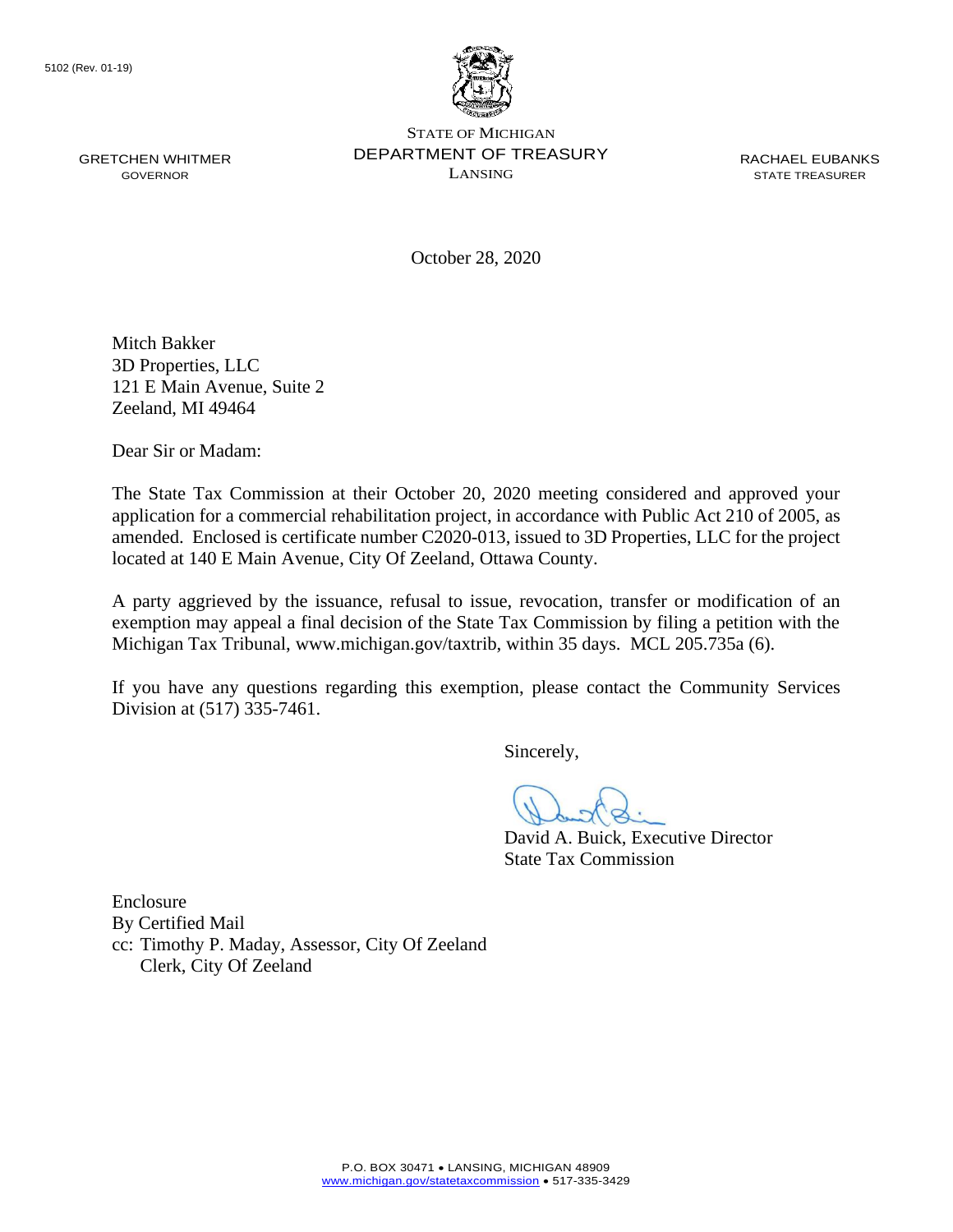5102 (Rev. 01-19)

STATE OF MICHIGAN
DEPARTMENT OF TREASURY
LANSING

GRETCHEN WHITMER
GOVERNOR

RACHAEL EUBANKS
STATE TREASURER

October 28, 2020

Mitch Bakker
3D Properties, LLC
121 E Main Avenue, Suite 2
Zeeland, MI 49464

Dear Sir or Madam:

The State Tax Commission at their October 20, 2020 meeting considered and approved your application for a commercial rehabilitation project, in accordance with Public Act 210 of 2005, as amended. Enclosed is certificate number C2020-013, issued to 3D Properties, LLC for the project located at 140 E Main Avenue, City Of Zeeland, Ottawa County.

A party aggrieved by the issuance, refusal to issue, revocation, transfer or modification of an exemption may appeal a final decision of the State Tax Commission by filing a petition with the Michigan Tax Tribunal, www.michigan.gov/taxtrib, within 35 days. MCL 205.735a (6).

If you have any questions regarding this exemption, please contact the Community Services Division at (517) 335-7461.

Sincerely,

David A. Buick, Executive Director
State Tax Commission

Enclosure
By Certified Mail
cc: Timothy P. Maday, Assessor, City Of Zeeland
Clerk, City Of Zeeland

P.O. BOX 30471 • LANSING, MICHIGAN 48909
www.michigan.gov/statetaxcommission • 517-335-3429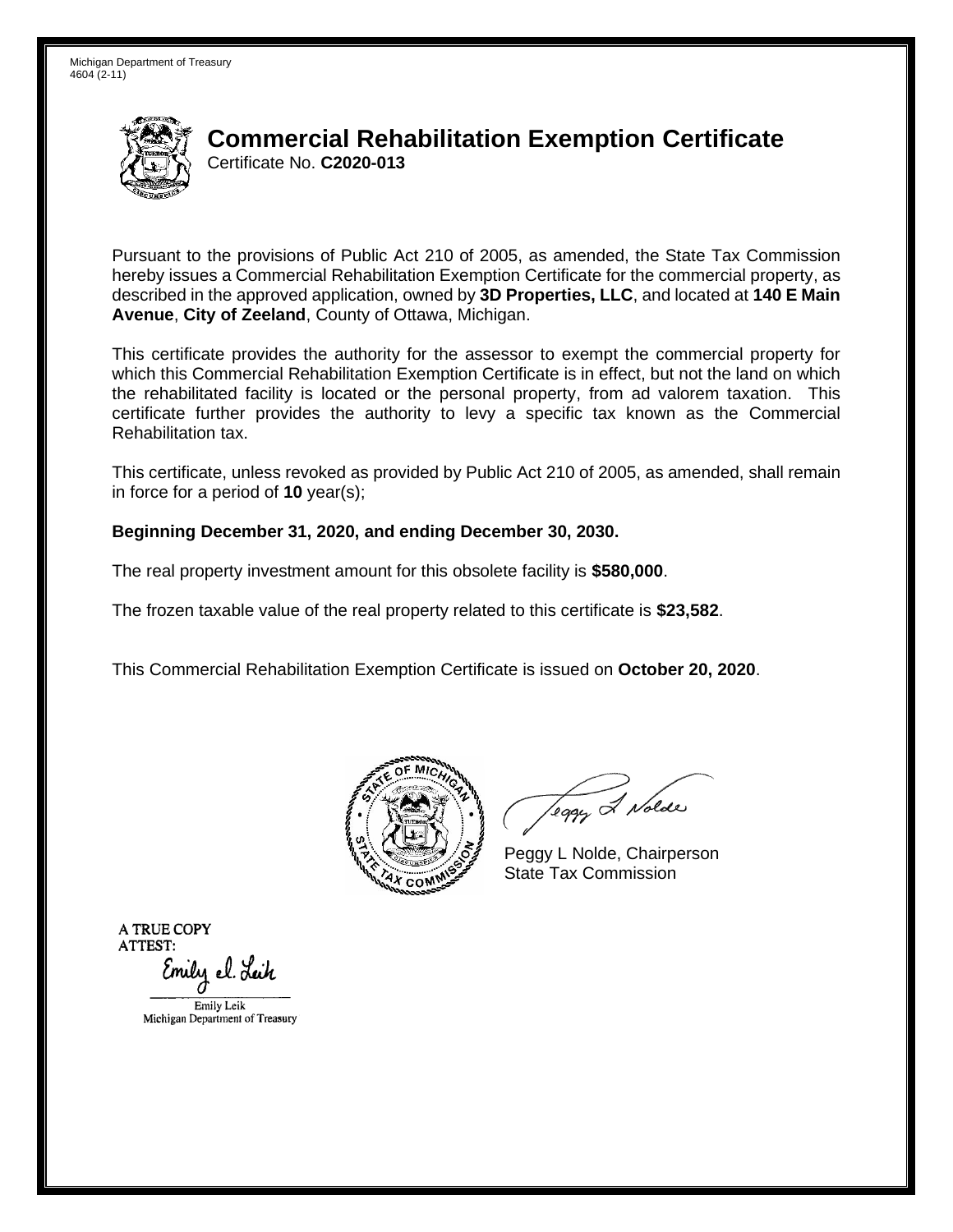Michigan Department of Treasury
4604 (2-11)

# Commercial Rehabilitation Exemption Certificate

Certificate No. **C2020-013**

Pursuant to the provisions of Public Act 210 of 2005, as amended, the State Tax Commission hereby issues a Commercial Rehabilitation Exemption Certificate for the commercial property, as described in the approved application, owned by **3D Properties, LLC**, and located at **140 E Main Avenue**, **City of Zeeland**, County of Ottawa, Michigan.

This certificate provides the authority for the assessor to exempt the commercial property for which this Commercial Rehabilitation Exemption Certificate is in effect, but not the land on which the rehabilitated facility is located or the personal property, from ad valorem taxation. This certificate further provides the authority to levy a specific tax known as the Commercial Rehabilitation tax.

This certificate, unless revoked as provided by Public Act 210 of 2005, as amended, shall remain in force for a period of **10** year(s);

**Beginning December 31, 2020, and ending December 30, 2030.**

The real property investment amount for this obsolete facility is **$580,000**.

The frozen taxable value of the real property related to this certificate is **$23,582**.

This Commercial Rehabilitation Exemption Certificate is issued on **October 20, 2020**.

Peggy L Nolde, Chairperson
State Tax Commission

A TRUE COPY
ATTEST:

Emily Leik
Michigan Department of Treasury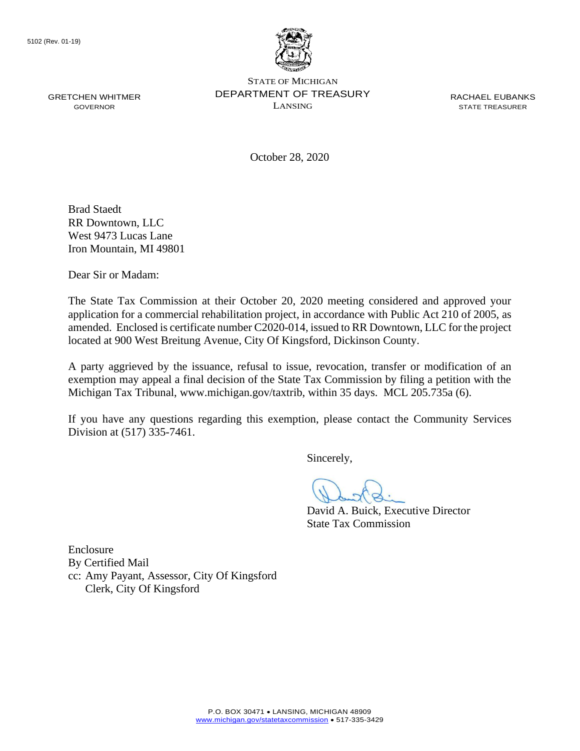5102 (Rev. 01-19)

STATE OF MICHIGAN
DEPARTMENT OF TREASURY
LANSING

GRETCHEN WHITMER
GOVERNOR

RACHAEL EUBANKS
STATE TREASURER

October 28, 2020

Brad Staedt
RR Downtown, LLC
West 9473 Lucas Lane
Iron Mountain, MI 49801

Dear Sir or Madam:

The State Tax Commission at their October 20, 2020 meeting considered and approved your application for a commercial rehabilitation project, in accordance with Public Act 210 of 2005, as amended. Enclosed is certificate number C2020-014, issued to RR Downtown, LLC for the project located at 900 West Breitung Avenue, City Of Kingsford, Dickinson County.

A party aggrieved by the issuance, refusal to issue, revocation, transfer or modification of an exemption may appeal a final decision of the State Tax Commission by filing a petition with the Michigan Tax Tribunal, www.michigan.gov/taxtrib, within 35 days. MCL 205.735a (6).

If you have any questions regarding this exemption, please contact the Community Services Division at (517) 335-7461.

Sincerely,

David A. Buick, Executive Director
State Tax Commission

Enclosure
By Certified Mail
cc: Amy Payant, Assessor, City Of Kingsford
Clerk, City Of Kingsford

P.O. BOX 30471 • LANSING, MICHIGAN 48909
www.michigan.gov/statetaxcommission • 517-335-3429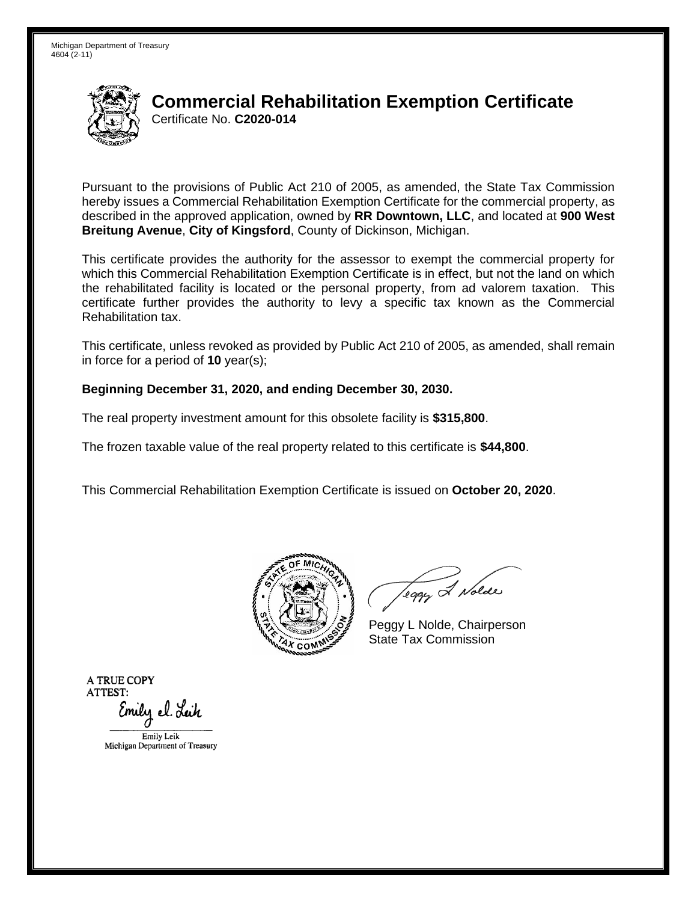Michigan Department of Treasury
4604 (2-11)

# Commercial Rehabilitation Exemption Certificate

Certificate No. **C2020-014**

Pursuant to the provisions of Public Act 210 of 2005, as amended, the State Tax Commission hereby issues a Commercial Rehabilitation Exemption Certificate for the commercial property, as described in the approved application, owned by **RR Downtown, LLC**, and located at **900 West Breitung Avenue**, **City of Kingsford**, County of Dickinson, Michigan.

This certificate provides the authority for the assessor to exempt the commercial property for which this Commercial Rehabilitation Exemption Certificate is in effect, but not the land on which the rehabilitated facility is located or the personal property, from ad valorem taxation. This certificate further provides the authority to levy a specific tax known as the Commercial Rehabilitation tax.

This certificate, unless revoked as provided by Public Act 210 of 2005, as amended, shall remain in force for a period of **10** year(s);

**Beginning December 31, 2020, and ending December 30, 2030.**

The real property investment amount for this obsolete facility is **$315,800**.

The frozen taxable value of the real property related to this certificate is **$44,800**.

This Commercial Rehabilitation Exemption Certificate is issued on **October 20, 2020**.

Peggy L Nolde, Chairperson
State Tax Commission

A TRUE COPY
ATTEST:

Emily Leik
Michigan Department of Treasury